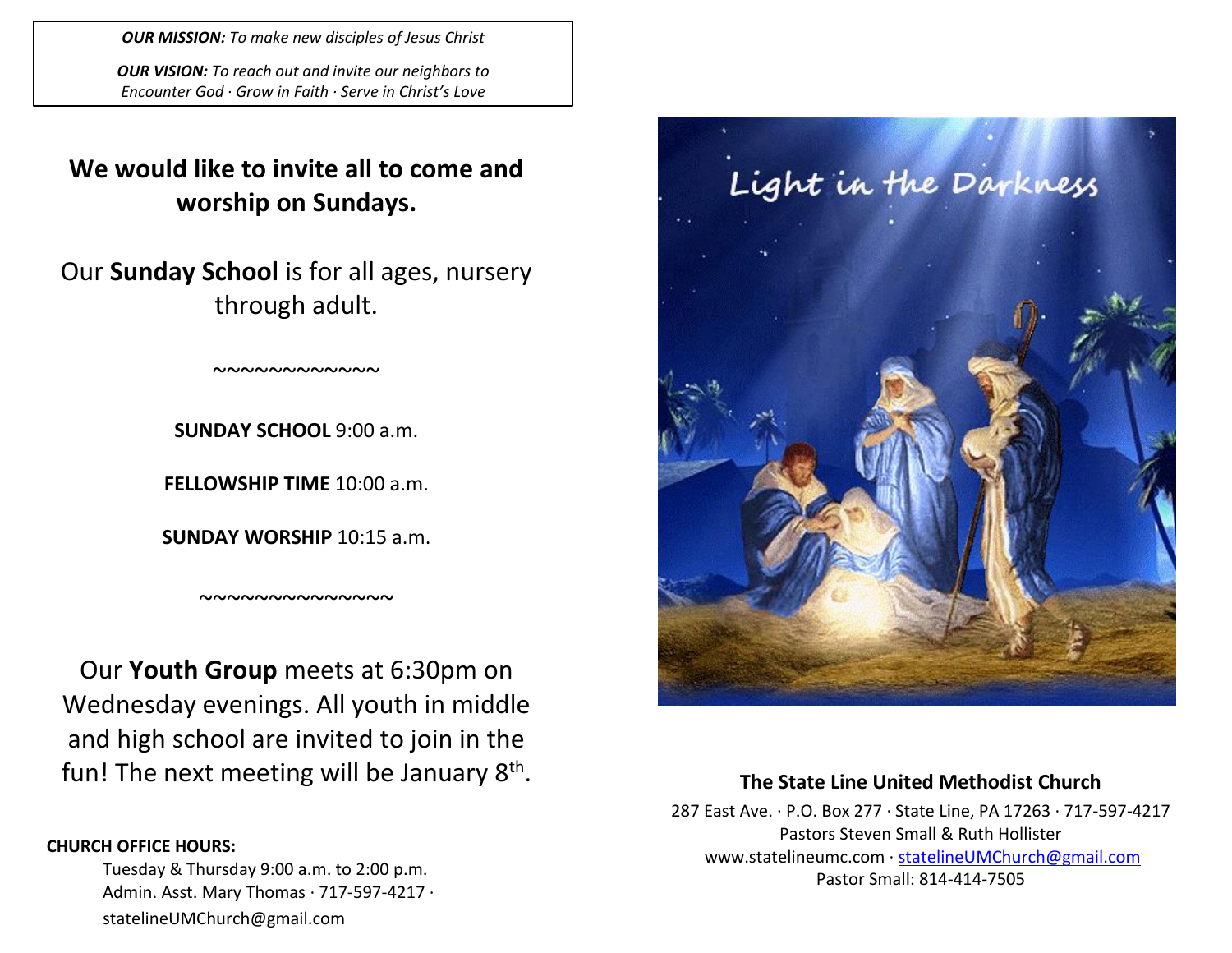***OUR MISSION:*** *To make new disciples of Jesus Christ*

***OUR VISION:*** *To reach out and invite our neighbors to Encounter God · Grow in Faith · Serve in Christ's Love*

## We would like to invite all to come and worship on Sundays.

Our **Sunday School** is for all ages, nursery through adult.

~~~~~~~~~~~~~

**SUNDAY SCHOOL** 9:00 a.m.

**FELLOWSHIP TIME** 10:00 a.m.

**SUNDAY WORSHIP** 10:15 a.m.

~~~~~~~~~~~~~~~

Our **Youth Group** meets at 6:30pm on Wednesday evenings. All youth in middle and high school are invited to join in the fun! The next meeting will be January 8th.

**CHURCH OFFICE HOURS:**

Tuesday & Thursday 9:00 a.m. to 2:00 p.m.
Admin. Asst. Mary Thomas · 717-597-4217 · statelineUMChurch@gmail.com

Light in the Darkness

**The State Line United Methodist Church**

287 East Ave. · P.O. Box 277 · State Line, PA 17263 · 717-597-4217
Pastors Steven Small & Ruth Hollister
www.statelineumc.com · statelineUMChurch@gmail.com
Pastor Small: 814-414-7505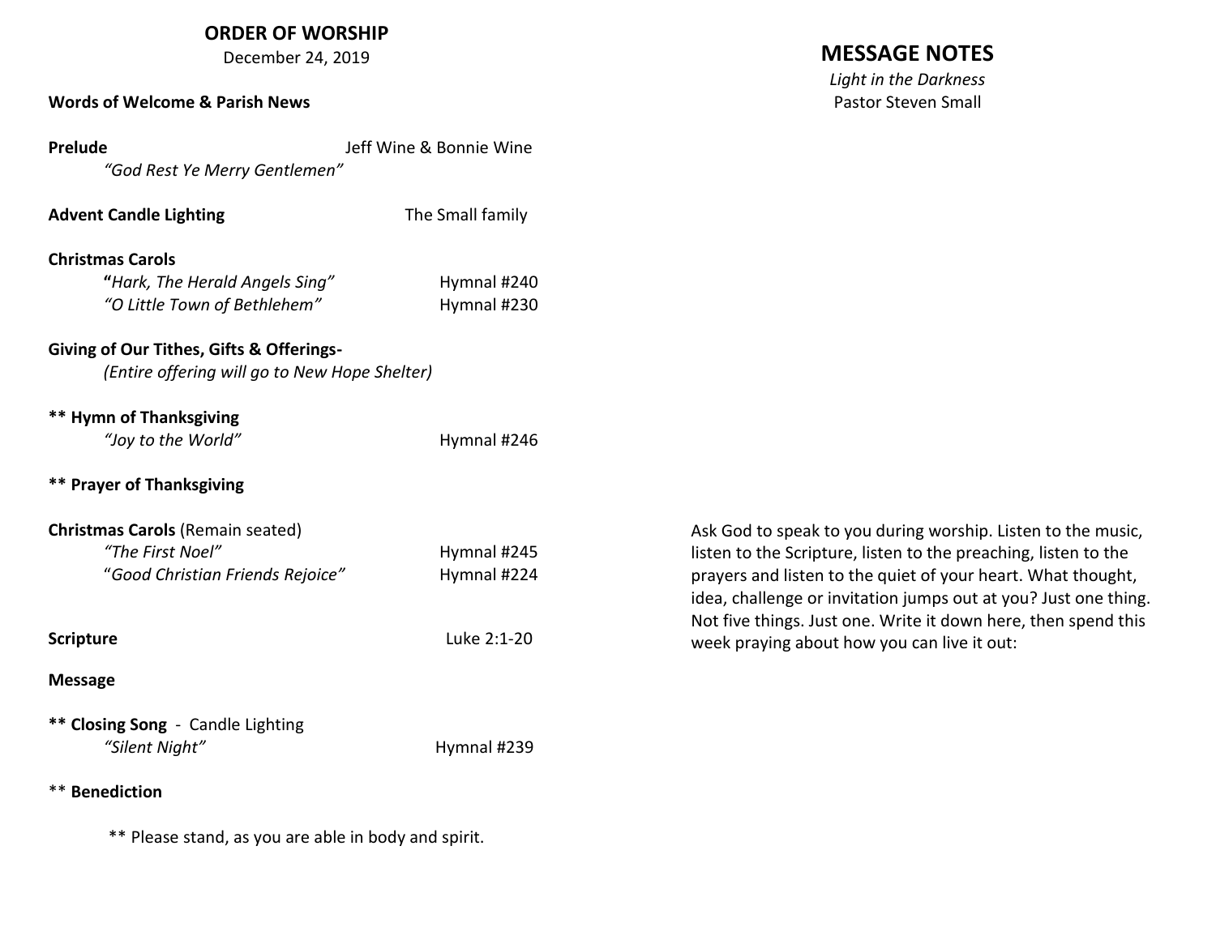## ORDER OF WORSHIP

December 24, 2019

**Words of Welcome & Parish News**

**Prelude** Jeff Wine & Bonnie Wine
*"God Rest Ye Merry Gentlemen"*

**Advent Candle Lighting** The Small family

**Christmas Carols**
**"***Hark, The Herald Angels Sing"* Hymnal #240
*"O Little Town of Bethlehem"* Hymnal #230

**Giving of Our Tithes, Gifts & Offerings-**
*(Entire offering will go to New Hope Shelter)*

**** Hymn of Thanksgiving**
*"Joy to the World"* Hymnal #246

**** Prayer of Thanksgiving**

**Christmas Carols** (Remain seated)
*"The First Noel"* Hymnal #245
"*Good Christian Friends Rejoice"* Hymnal #224

**Scripture** Luke 2:1-20

**Message**

**** Closing Song** - Candle Lighting
*"Silent Night"* Hymnal #239

** **Benediction**

** Please stand, as you are able in body and spirit.

## MESSAGE NOTES

*Light in the Darkness*
Pastor Steven Small

Ask God to speak to you during worship. Listen to the music, listen to the Scripture, listen to the preaching, listen to the prayers and listen to the quiet of your heart. What thought, idea, challenge or invitation jumps out at you? Just one thing. Not five things. Just one. Write it down here, then spend this week praying about how you can live it out: